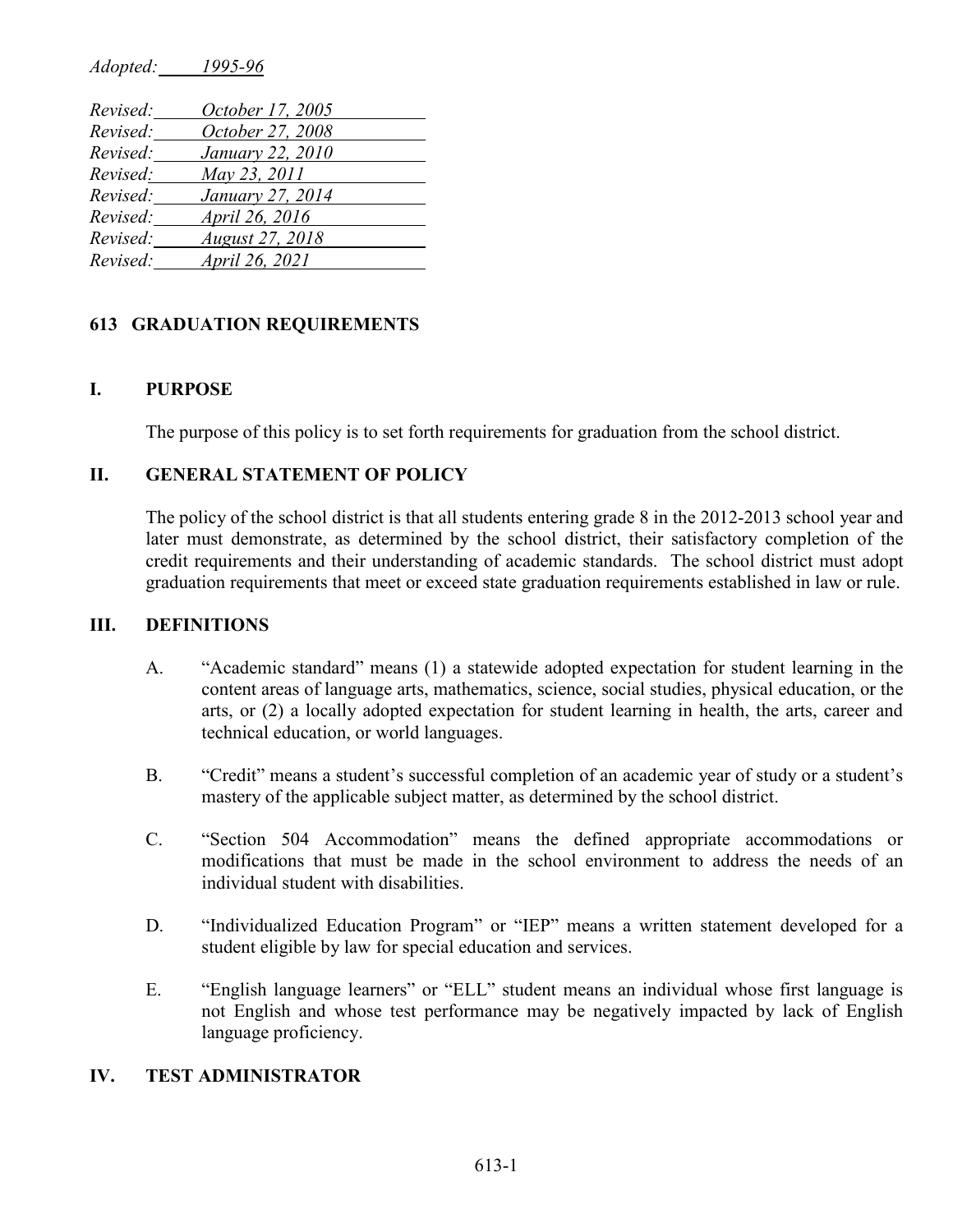*Adopted: 1995-96*

*Revised: October 17, 2005*
*Revised: October 27, 2008*
*Revised: January 22, 2010*
*Revised: May 23, 2011*
*Revised: January 27, 2014*
*Revised: April 26, 2016*
*Revised: August 27, 2018*
*Revised: April 26, 2021*

## 613 GRADUATION REQUIREMENTS

### I. PURPOSE

The purpose of this policy is to set forth requirements for graduation from the school district.

### II. GENERAL STATEMENT OF POLICY

The policy of the school district is that all students entering grade 8 in the 2012-2013 school year and later must demonstrate, as determined by the school district, their satisfactory completion of the credit requirements and their understanding of academic standards. The school district must adopt graduation requirements that meet or exceed state graduation requirements established in law or rule.

### III. DEFINITIONS

A. "Academic standard" means (1) a statewide adopted expectation for student learning in the content areas of language arts, mathematics, science, social studies, physical education, or the arts, or (2) a locally adopted expectation for student learning in health, the arts, career and technical education, or world languages.

B. "Credit" means a student's successful completion of an academic year of study or a student's mastery of the applicable subject matter, as determined by the school district.

C. "Section 504 Accommodation" means the defined appropriate accommodations or modifications that must be made in the school environment to address the needs of an individual student with disabilities.

D. "Individualized Education Program" or "IEP" means a written statement developed for a student eligible by law for special education and services.

E. "English language learners" or "ELL" student means an individual whose first language is not English and whose test performance may be negatively impacted by lack of English language proficiency.

### IV. TEST ADMINISTRATOR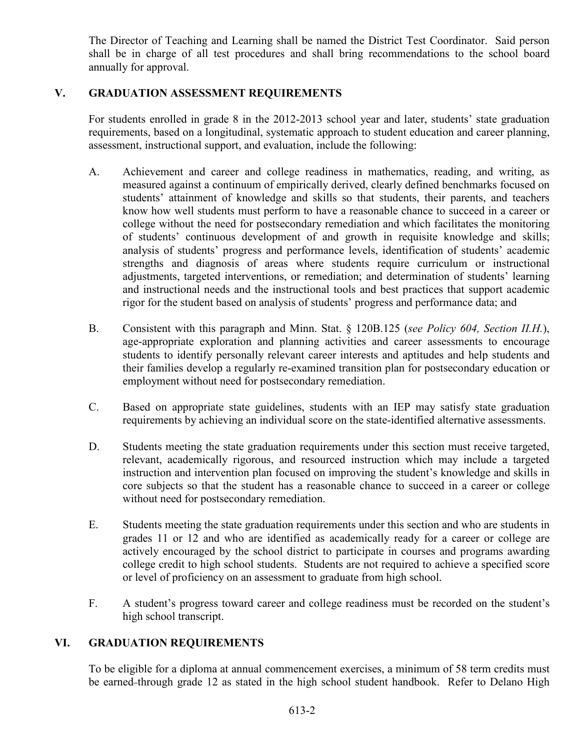The Director of Teaching and Learning shall be named the District Test Coordinator. Said person shall be in charge of all test procedures and shall bring recommendations to the school board annually for approval.

## V. GRADUATION ASSESSMENT REQUIREMENTS

For students enrolled in grade 8 in the 2012-2013 school year and later, students' state graduation requirements, based on a longitudinal, systematic approach to student education and career planning, assessment, instructional support, and evaluation, include the following:

A. Achievement and career and college readiness in mathematics, reading, and writing, as measured against a continuum of empirically derived, clearly defined benchmarks focused on students' attainment of knowledge and skills so that students, their parents, and teachers know how well students must perform to have a reasonable chance to succeed in a career or college without the need for postsecondary remediation and which facilitates the monitoring of students' continuous development of and growth in requisite knowledge and skills; analysis of students' progress and performance levels, identification of students' academic strengths and diagnosis of areas where students require curriculum or instructional adjustments, targeted interventions, or remediation; and determination of students' learning and instructional needs and the instructional tools and best practices that support academic rigor for the student based on analysis of students' progress and performance data; and

B. Consistent with this paragraph and Minn. Stat. § 120B.125 (*see Policy 604, Section II.H.*), age-appropriate exploration and planning activities and career assessments to encourage students to identify personally relevant career interests and aptitudes and help students and their families develop a regularly re-examined transition plan for postsecondary education or employment without need for postsecondary remediation.

C. Based on appropriate state guidelines, students with an IEP may satisfy state graduation requirements by achieving an individual score on the state-identified alternative assessments.

D. Students meeting the state graduation requirements under this section must receive targeted, relevant, academically rigorous, and resourced instruction which may include a targeted instruction and intervention plan focused on improving the student's knowledge and skills in core subjects so that the student has a reasonable chance to succeed in a career or college without need for postsecondary remediation.

E. Students meeting the state graduation requirements under this section and who are students in grades 11 or 12 and who are identified as academically ready for a career or college are actively encouraged by the school district to participate in courses and programs awarding college credit to high school students. Students are not required to achieve a specified score or level of proficiency on an assessment to graduate from high school.

F. A student's progress toward career and college readiness must be recorded on the student's high school transcript.

## VI. GRADUATION REQUIREMENTS

To be eligible for a diploma at annual commencement exercises, a minimum of 58 term credits must be earned through grade 12 as stated in the high school student handbook. Refer to Delano High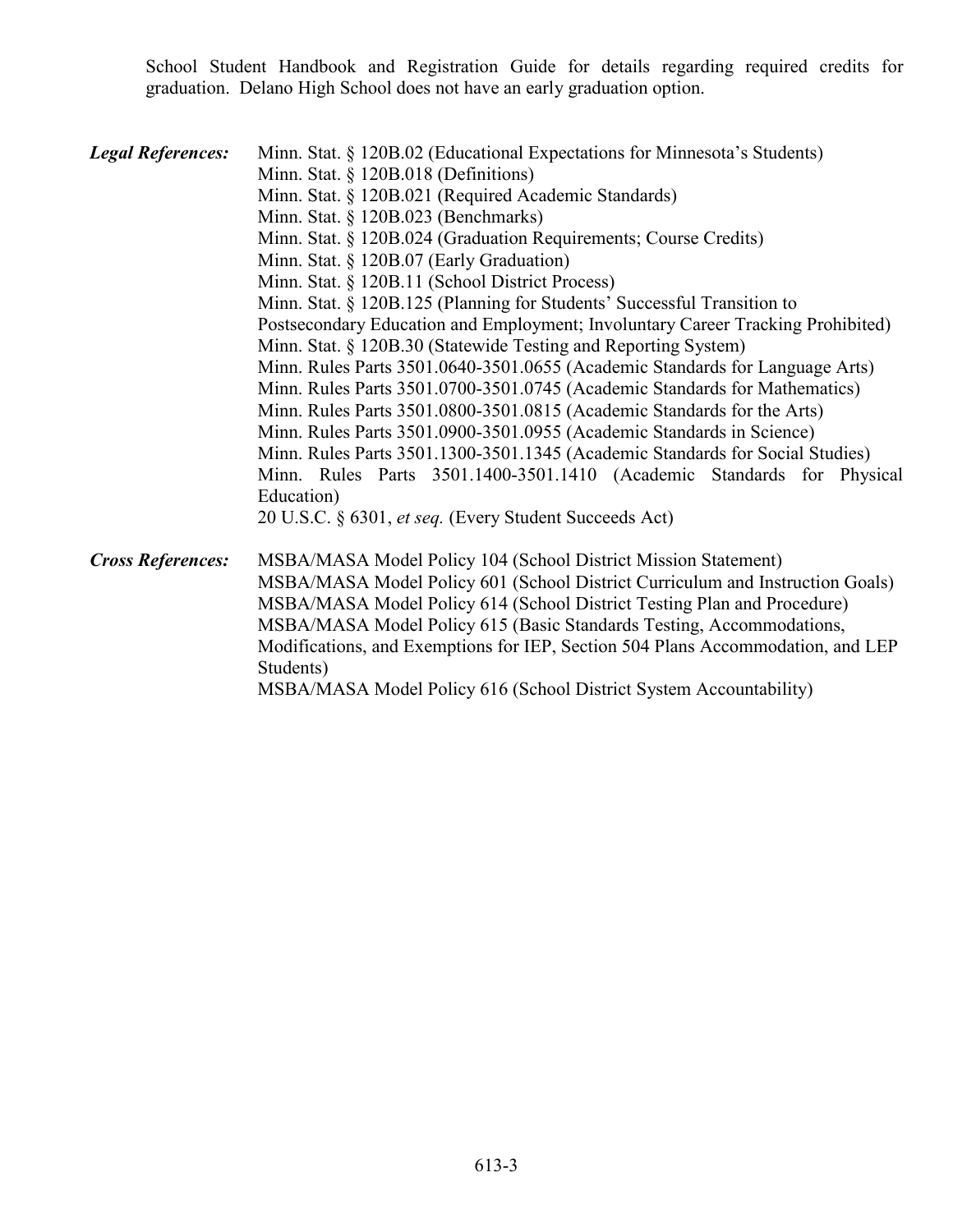School Student Handbook and Registration Guide for details regarding required credits for graduation. Delano High School does not have an early graduation option.

***Legal References:***

Minn. Stat. § 120B.02 (Educational Expectations for Minnesota's Students)
Minn. Stat. § 120B.018 (Definitions)
Minn. Stat. § 120B.021 (Required Academic Standards)
Minn. Stat. § 120B.023 (Benchmarks)
Minn. Stat. § 120B.024 (Graduation Requirements; Course Credits)
Minn. Stat. § 120B.07 (Early Graduation)
Minn. Stat. § 120B.11 (School District Process)
Minn. Stat. § 120B.125 (Planning for Students' Successful Transition to Postsecondary Education and Employment; Involuntary Career Tracking Prohibited)
Minn. Stat. § 120B.30 (Statewide Testing and Reporting System)
Minn. Rules Parts 3501.0640-3501.0655 (Academic Standards for Language Arts)
Minn. Rules Parts 3501.0700-3501.0745 (Academic Standards for Mathematics)
Minn. Rules Parts 3501.0800-3501.0815 (Academic Standards for the Arts)
Minn. Rules Parts 3501.0900-3501.0955 (Academic Standards in Science)
Minn. Rules Parts 3501.1300-3501.1345 (Academic Standards for Social Studies)
Minn. Rules Parts 3501.1400-3501.1410 (Academic Standards for Physical Education)
20 U.S.C. § 6301, *et seq.* (Every Student Succeeds Act)

***Cross References:***

MSBA/MASA Model Policy 104 (School District Mission Statement)
MSBA/MASA Model Policy 601 (School District Curriculum and Instruction Goals)
MSBA/MASA Model Policy 614 (School District Testing Plan and Procedure)
MSBA/MASA Model Policy 615 (Basic Standards Testing, Accommodations, Modifications, and Exemptions for IEP, Section 504 Plans Accommodation, and LEP Students)
MSBA/MASA Model Policy 616 (School District System Accountability)